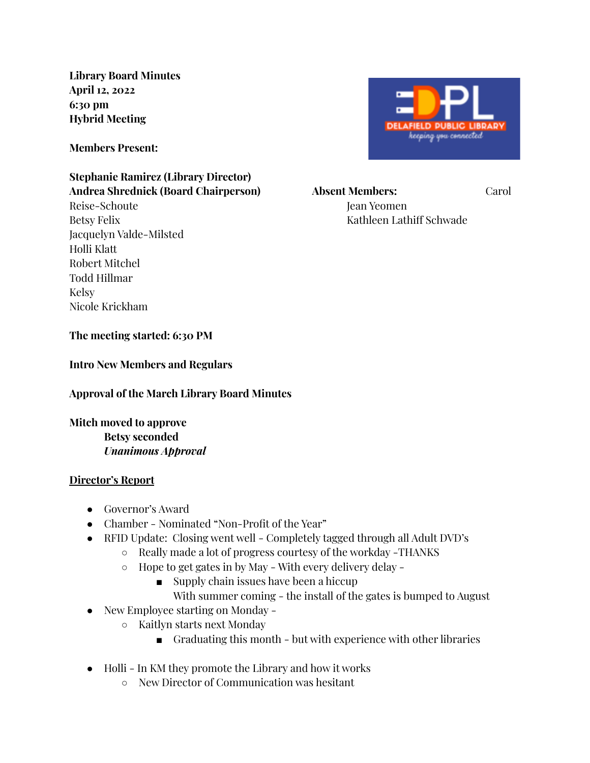**Library Board Minutes**
**April 12, 2022**
**6:30 pm**
**Hybrid Meeting**

**Members Present:**

**Stephanie Ramirez (Library Director)**
**Andrea Shrednick (Board Chairperson)**
Carol Reise-Schoute
Betsy Felix
Jacquelyn Valde-Milsted
Holli Klatt
Robert Mitchel
Todd Hillmar
Kelsy
Nicole Krickham

**Absent Members:**
Jean Yeomen
Kathleen Lathiff Schwade

**The meeting started: 6:30 PM**

**Intro New Members and Regulars**

**Approval of the March Library Board Minutes**

**Mitch moved to approve**
**Betsy seconded**
***Unanimous Approval***

**<u>Director's Report</u>**

- Governor's Award
- Chamber - Nominated "Non-Profit of the Year"
- RFID Update: Closing went well - Completely tagged through all Adult DVD's
  - Really made a lot of progress courtesy of the workday -THANKS
  - Hope to get gates in by May - With every delivery delay -
    - Supply chain issues have been a hiccup
      With summer coming - the install of the gates is bumped to August
- New Employee starting on Monday -
  - Kaitlyn starts next Monday
    - Graduating this month - but with experience with other libraries

- Holli - In KM they promote the Library and how it works
  - New Director of Communication was hesitant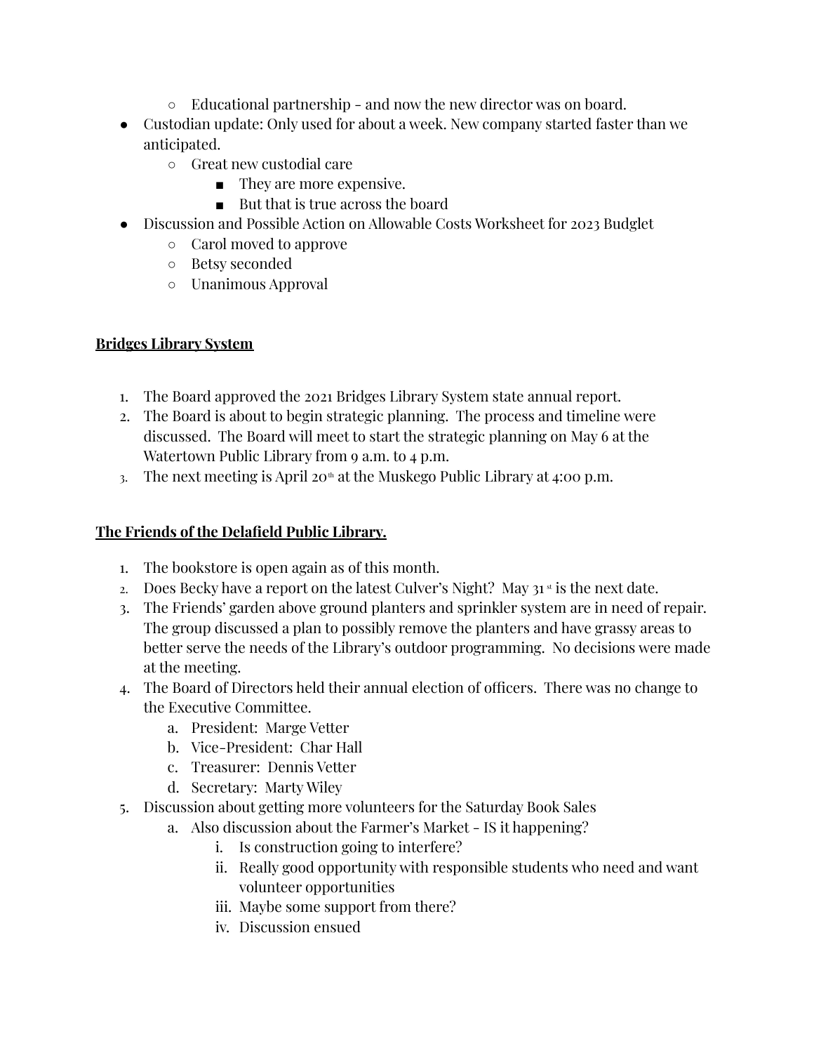- Educational partnership - and now the new director was on board.
- Custodian update: Only used for about a week. New company started faster than we anticipated.
    - Great new custodial care
        - They are more expensive.
        - But that is true across the board
- Discussion and Possible Action on Allowable Costs Worksheet for 2023 Budglet
    - Carol moved to approve
    - Betsy seconded
    - Unanimous Approval

**Bridges Library System**

1. The Board approved the 2021 Bridges Library System state annual report.
2. The Board is about to begin strategic planning. The process and timeline were discussed. The Board will meet to start the strategic planning on May 6 at the Watertown Public Library from 9 a.m. to 4 p.m.
3. The next meeting is April 20th at the Muskego Public Library at 4:00 p.m.

**The Friends of the Delafield Public Library.**

1. The bookstore is open again as of this month.
2. Does Becky have a report on the latest Culver's Night? May 31st is the next date.
3. The Friends' garden above ground planters and sprinkler system are in need of repair. The group discussed a plan to possibly remove the planters and have grassy areas to better serve the needs of the Library's outdoor programming. No decisions were made at the meeting.
4. The Board of Directors held their annual election of officers. There was no change to the Executive Committee.
    a. President: Marge Vetter
    b. Vice-President: Char Hall
    c. Treasurer: Dennis Vetter
    d. Secretary: Marty Wiley
5. Discussion about getting more volunteers for the Saturday Book Sales
    a. Also discussion about the Farmer's Market - IS it happening?
        i. Is construction going to interfere?
        ii. Really good opportunity with responsible students who need and want volunteer opportunities
        iii. Maybe some support from there?
        iv. Discussion ensued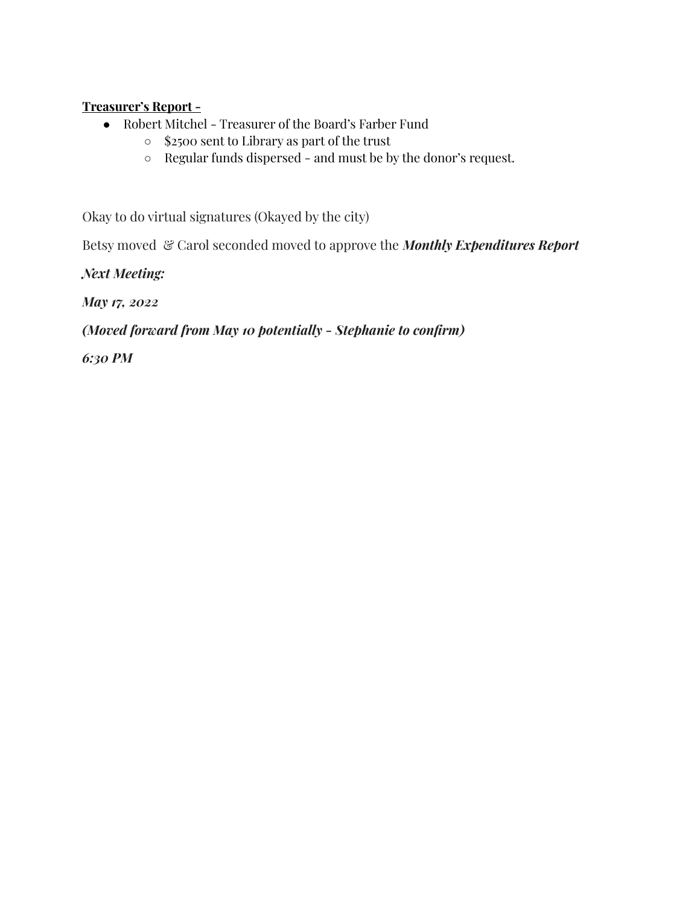**Treasurer's Report -**

- Robert Mitchel - Treasurer of the Board's Farber Fund
  - $2500 sent to Library as part of the trust
  - Regular funds dispersed - and must be by the donor's request.

Okay to do virtual signatures (Okayed by the city)

Betsy moved & Carol seconded moved to approve the ***Monthly Expenditures Report***

***Next Meeting:***

***May 17, 2022***

***(Moved forward from May 10 potentially - Stephanie to confirm)***

***6:30 PM***